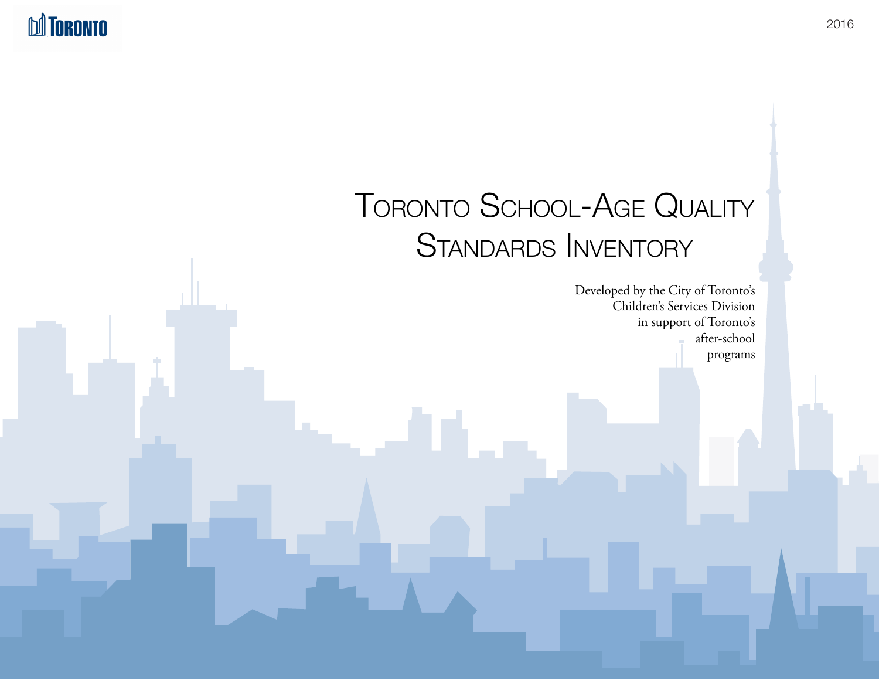TORONTO

2016

# Toronto School-Age Quality Standards Inventory

Developed by the City of Toronto's Children's Services Division in support of Toronto's after-school programs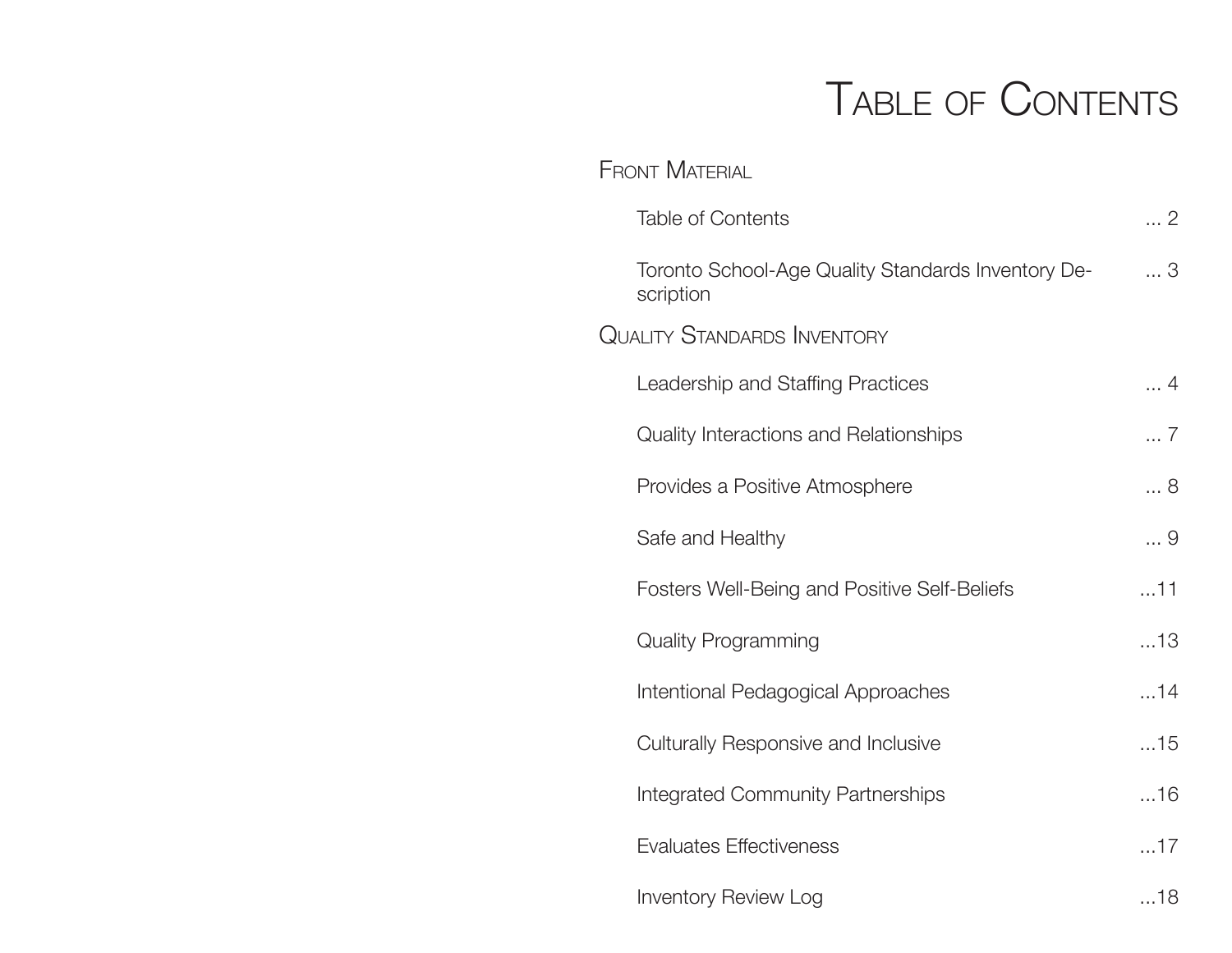# Table of Contents

## Front Material

| | |
|---|---|
| Table of Contents | ... 2 |
| Toronto School-Age Quality Standards Inventory Description | ... 3 |

## Quality Standards Inventory

| | |
|---|---|
| Leadership and Staffing Practices | ... 4 |
| Quality Interactions and Relationships | ... 7 |
| Provides a Positive Atmosphere | ... 8 |
| Safe and Healthy | ... 9 |
| Fosters Well-Being and Positive Self-Beliefs | ...11 |
| Quality Programming | ...13 |
| Intentional Pedagogical Approaches | ...14 |
| Culturally Responsive and Inclusive | ...15 |
| Integrated Community Partnerships | ...16 |
| Evaluates Effectiveness | ...17 |
| Inventory Review Log | ...18 |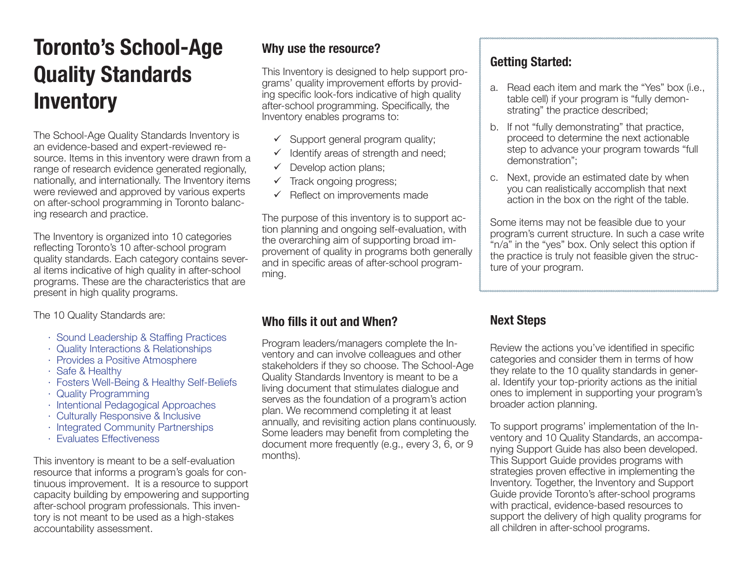# Toronto's School-Age Quality Standards Inventory

The School-Age Quality Standards Inventory is an evidence-based and expert-reviewed resource. Items in this inventory were drawn from a range of research evidence generated regionally, nationally, and internationally. The Inventory items were reviewed and approved by various experts on after-school programming in Toronto balancing research and practice.

The Inventory is organized into 10 categories reflecting Toronto's 10 after-school program quality standards. Each category contains several items indicative of high quality in after-school programs. These are the characteristics that are present in high quality programs.

The 10 Quality Standards are:

- Sound Leadership & Staffing Practices
- Quality Interactions & Relationships
- Provides a Positive Atmosphere
- Safe & Healthy
- Fosters Well-Being & Healthy Self-Beliefs
- Quality Programming
- Intentional Pedagogical Approaches
- Culturally Responsive & Inclusive
- Integrated Community Partnerships
- Evaluates Effectiveness

This inventory is meant to be a self-evaluation resource that informs a program's goals for continuous improvement. It is a resource to support capacity building by empowering and supporting after-school program professionals. This inventory is not meant to be used as a high-stakes accountability assessment.

## Why use the resource?

This Inventory is designed to help support programs' quality improvement efforts by providing specific look-fors indicative of high quality after-school programming. Specifically, the Inventory enables programs to:

- ✓ Support general program quality;
- ✓ Identify areas of strength and need;
- ✓ Develop action plans;
- ✓ Track ongoing progress;
- ✓ Reflect on improvements made

The purpose of this inventory is to support action planning and ongoing self-evaluation, with the overarching aim of supporting broad improvement of quality in programs both generally and in specific areas of after-school programming.

## Who fills it out and When?

Program leaders/managers complete the Inventory and can involve colleagues and other stakeholders if they so choose. The School-Age Quality Standards Inventory is meant to be a living document that stimulates dialogue and serves as the foundation of a program's action plan. We recommend completing it at least annually, and revisiting action plans continuously. Some leaders may benefit from completing the document more frequently (e.g., every 3, 6, or 9 months).

## Getting Started:

a. Read each item and mark the "Yes" box (i.e., table cell) if your program is "fully demonstrating" the practice described;

b. If not "fully demonstrating" that practice, proceed to determine the next actionable step to advance your program towards "full demonstration";

c. Next, provide an estimated date by when you can realistically accomplish that next action in the box on the right of the table.

Some items may not be feasible due to your program's current structure. In such a case write "n/a" in the "yes" box. Only select this option if the practice is truly not feasible given the structure of your program.

## Next Steps

Review the actions you've identified in specific categories and consider them in terms of how they relate to the 10 quality standards in general. Identify your top-priority actions as the initial ones to implement in supporting your program's broader action planning.

To support programs' implementation of the Inventory and 10 Quality Standards, an accompanying Support Guide has also been developed. This Support Guide provides programs with strategies proven effective in implementing the Inventory. Together, the Inventory and Support Guide provide Toronto's after-school programs with practical, evidence-based resources to support the delivery of high quality programs for all children in after-school programs.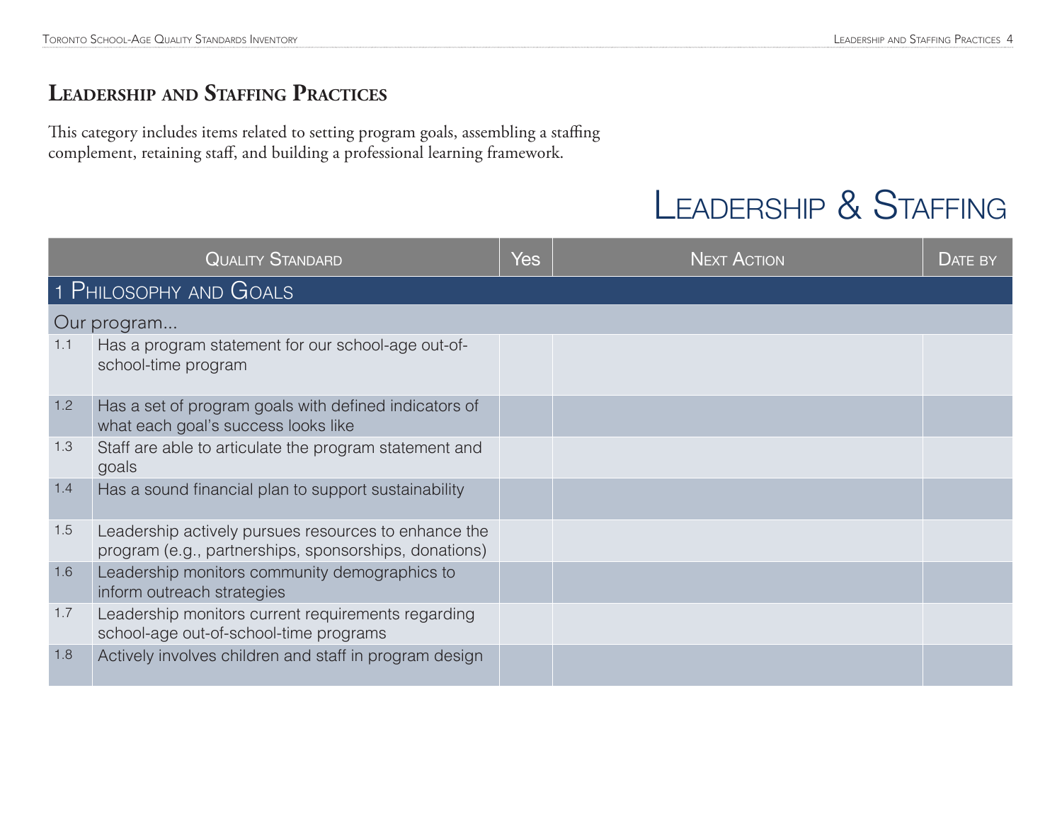## Leadership and Staffing Practices

This category includes items related to setting program goals, assembling a staffing complement, retaining staff, and building a professional learning framework.

# Leadership & Staffing

| | Quality Standard | Yes | Next Action | Date by |
|---|---|---|---|---|
| **1 Philosophy and Goals** | | | | |
| Our program... | | | | |
| 1.1 | Has a program statement for our school-age out-of-school-time program | | | |
| 1.2 | Has a set of program goals with defined indicators of what each goal's success looks like | | | |
| 1.3 | Staff are able to articulate the program statement and goals | | | |
| 1.4 | Has a sound financial plan to support sustainability | | | |
| 1.5 | Leadership actively pursues resources to enhance the program (e.g., partnerships, sponsorships, donations) | | | |
| 1.6 | Leadership monitors community demographics to inform outreach strategies | | | |
| 1.7 | Leadership monitors current requirements regarding school-age out-of-school-time programs | | | |
| 1.8 | Actively involves children and staff in program design | | | |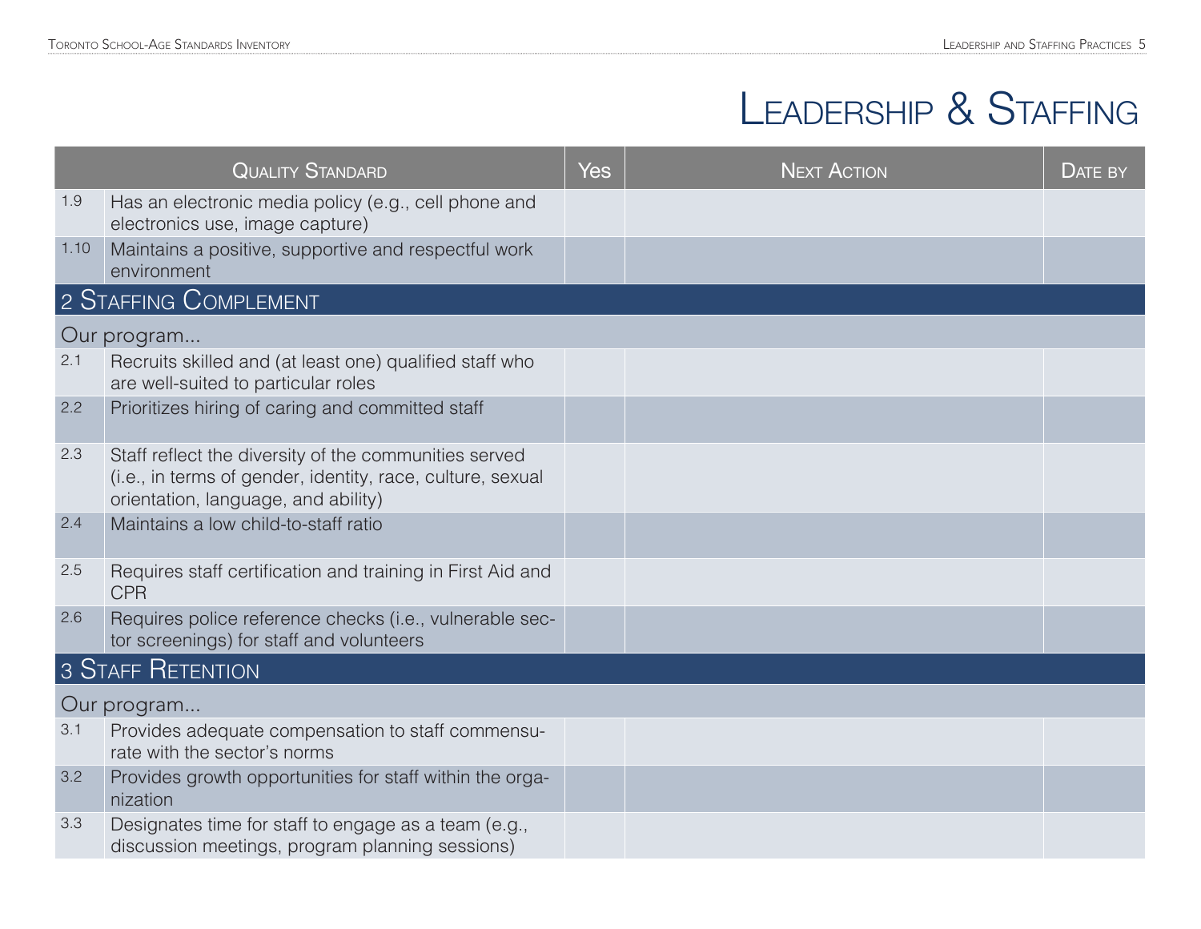# Leadership & Staffing

| | Quality Standard | Yes | Next Action | Date by |
|---|---|---|---|---|
| 1.9 | Has an electronic media policy (e.g., cell phone and electronics use, image capture) | | | |
| 1.10 | Maintains a positive, supportive and respectful work environment | | | |
| **2 Staffing Complement** | | | | |
| Our program... | | | | |
| 2.1 | Recruits skilled and (at least one) qualified staff who are well-suited to particular roles | | | |
| 2.2 | Prioritizes hiring of caring and committed staff | | | |
| 2.3 | Staff reflect the diversity of the communities served (i.e., in terms of gender, identity, race, culture, sexual orientation, language, and ability) | | | |
| 2.4 | Maintains a low child-to-staff ratio | | | |
| 2.5 | Requires staff certification and training in First Aid and CPR | | | |
| 2.6 | Requires police reference checks (i.e., vulnerable sector screenings) for staff and volunteers | | | |
| **3 Staff Retention** | | | | |
| Our program... | | | | |
| 3.1 | Provides adequate compensation to staff commensurate with the sector's norms | | | |
| 3.2 | Provides growth opportunities for staff within the organization | | | |
| 3.3 | Designates time for staff to engage as a team (e.g., discussion meetings, program planning sessions) | | | |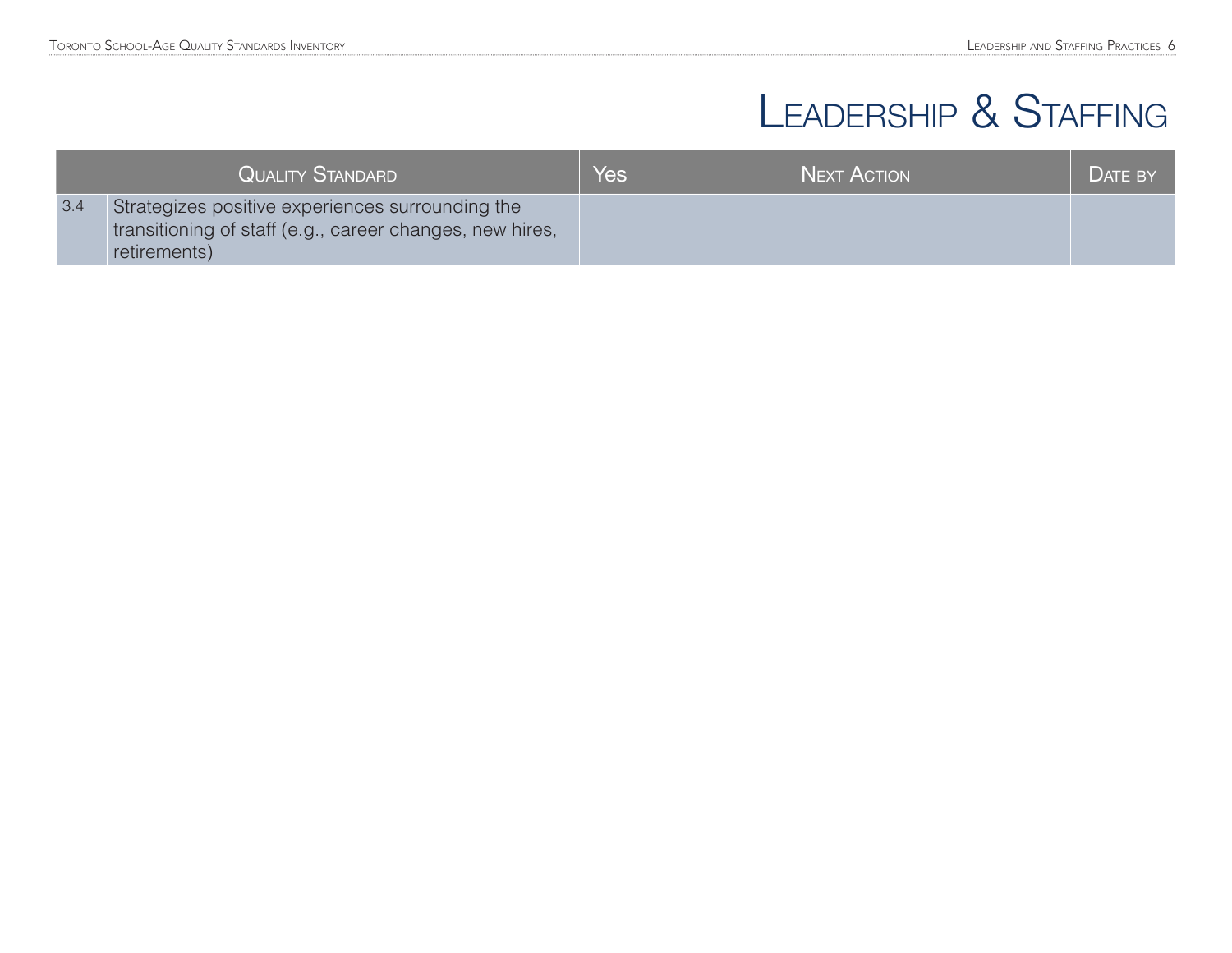# Leadership & Staffing

| | Quality Standard | Yes | Next Action | Date by |
|---|---|---|---|---|
| 3.4 | Strategizes positive experiences surrounding the transitioning of staff (e.g., career changes, new hires, retirements) | | | |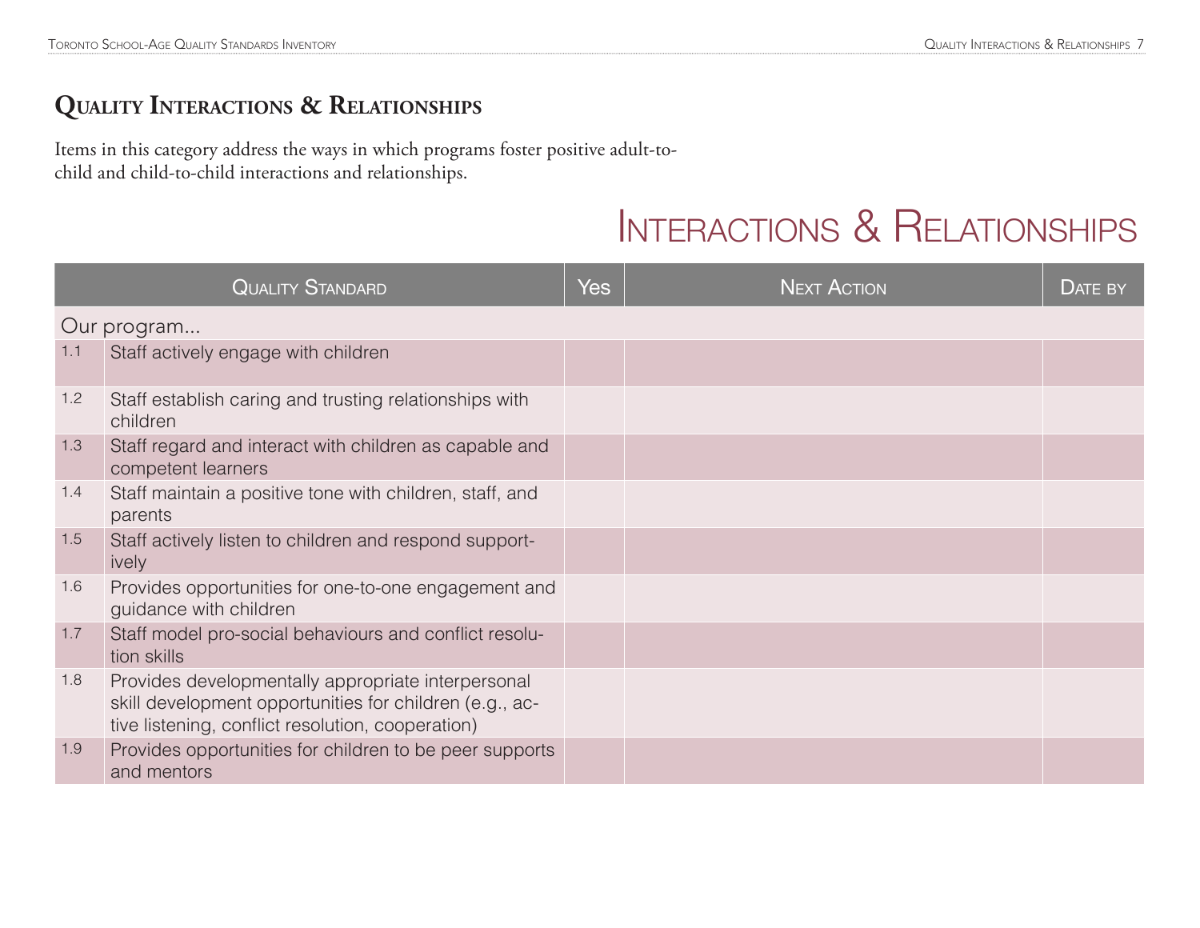# Quality Interactions & Relationships

Items in this category address the ways in which programs foster positive adult-to-child and child-to-child interactions and relationships.

## Interactions & Relationships

| | Quality Standard | Yes | Next Action | Date by |
|---|---|---|---|---|
| Our program... | | | | |
| 1.1 | Staff actively engage with children | | | |
| 1.2 | Staff establish caring and trusting relationships with children | | | |
| 1.3 | Staff regard and interact with children as capable and competent learners | | | |
| 1.4 | Staff maintain a positive tone with children, staff, and parents | | | |
| 1.5 | Staff actively listen to children and respond supportively | | | |
| 1.6 | Provides opportunities for one-to-one engagement and guidance with children | | | |
| 1.7 | Staff model pro-social behaviours and conflict resolution skills | | | |
| 1.8 | Provides developmentally appropriate interpersonal skill development opportunities for children (e.g., active listening, conflict resolution, cooperation) | | | |
| 1.9 | Provides opportunities for children to be peer supports and mentors | | | |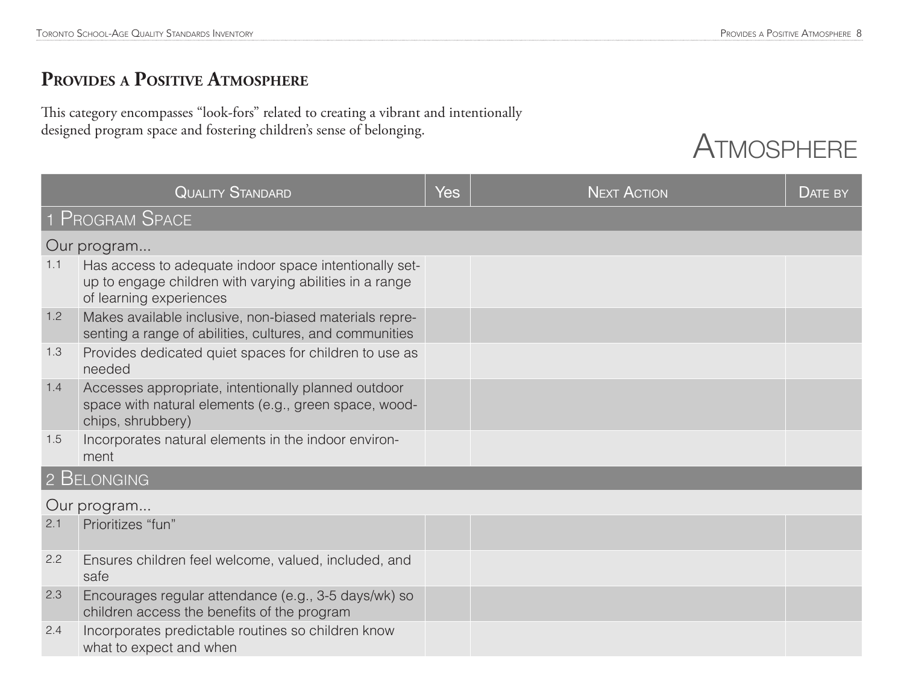# Provides a Positive Atmosphere

This category encompasses "look-fors" related to creating a vibrant and intentionally designed program space and fostering children's sense of belonging.

## Atmosphere

| | Quality Standard | Yes | Next Action | Date by |
|---|---|---|---|---|
| **1 Program Space** | | | | |
| Our program... | | | | |
| 1.1 | Has access to adequate indoor space intentionally set-up to engage children with varying abilities in a range of learning experiences | | | |
| 1.2 | Makes available inclusive, non-biased materials representing a range of abilities, cultures, and communities | | | |
| 1.3 | Provides dedicated quiet spaces for children to use as needed | | | |
| 1.4 | Accesses appropriate, intentionally planned outdoor space with natural elements (e.g., green space, woodchips, shrubbery) | | | |
| 1.5 | Incorporates natural elements in the indoor environment | | | |
| **2 Belonging** | | | | |
| Our program... | | | | |
| 2.1 | Prioritizes "fun" | | | |
| 2.2 | Ensures children feel welcome, valued, included, and safe | | | |
| 2.3 | Encourages regular attendance (e.g., 3-5 days/wk) so children access the benefits of the program | | | |
| 2.4 | Incorporates predictable routines so children know what to expect and when | | | |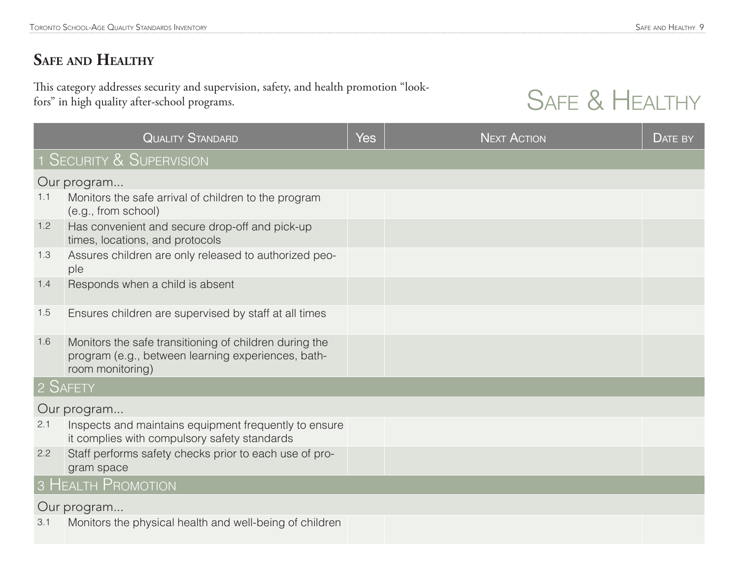## Safe and Healthy

This category addresses security and supervision, safety, and health promotion "look-fors" in high quality after-school programs.

Safe & Healthy

| | Quality Standard | Yes | Next Action | Date by |
|---|---|---|---|---|
| **1 Security & Supervision** | | | | |
| Our program... | | | | |
| 1.1 | Monitors the safe arrival of children to the program (e.g., from school) | | | |
| 1.2 | Has convenient and secure drop-off and pick-up times, locations, and protocols | | | |
| 1.3 | Assures children are only released to authorized people | | | |
| 1.4 | Responds when a child is absent | | | |
| 1.5 | Ensures children are supervised by staff at all times | | | |
| 1.6 | Monitors the safe transitioning of children during the program (e.g., between learning experiences, bathroom monitoring) | | | |
| **2 Safety** | | | | |
| Our program... | | | | |
| 2.1 | Inspects and maintains equipment frequently to ensure it complies with compulsory safety standards | | | |
| 2.2 | Staff performs safety checks prior to each use of program space | | | |
| **3 Health Promotion** | | | | |
| Our program... | | | | |
| 3.1 | Monitors the physical health and well-being of children | | | |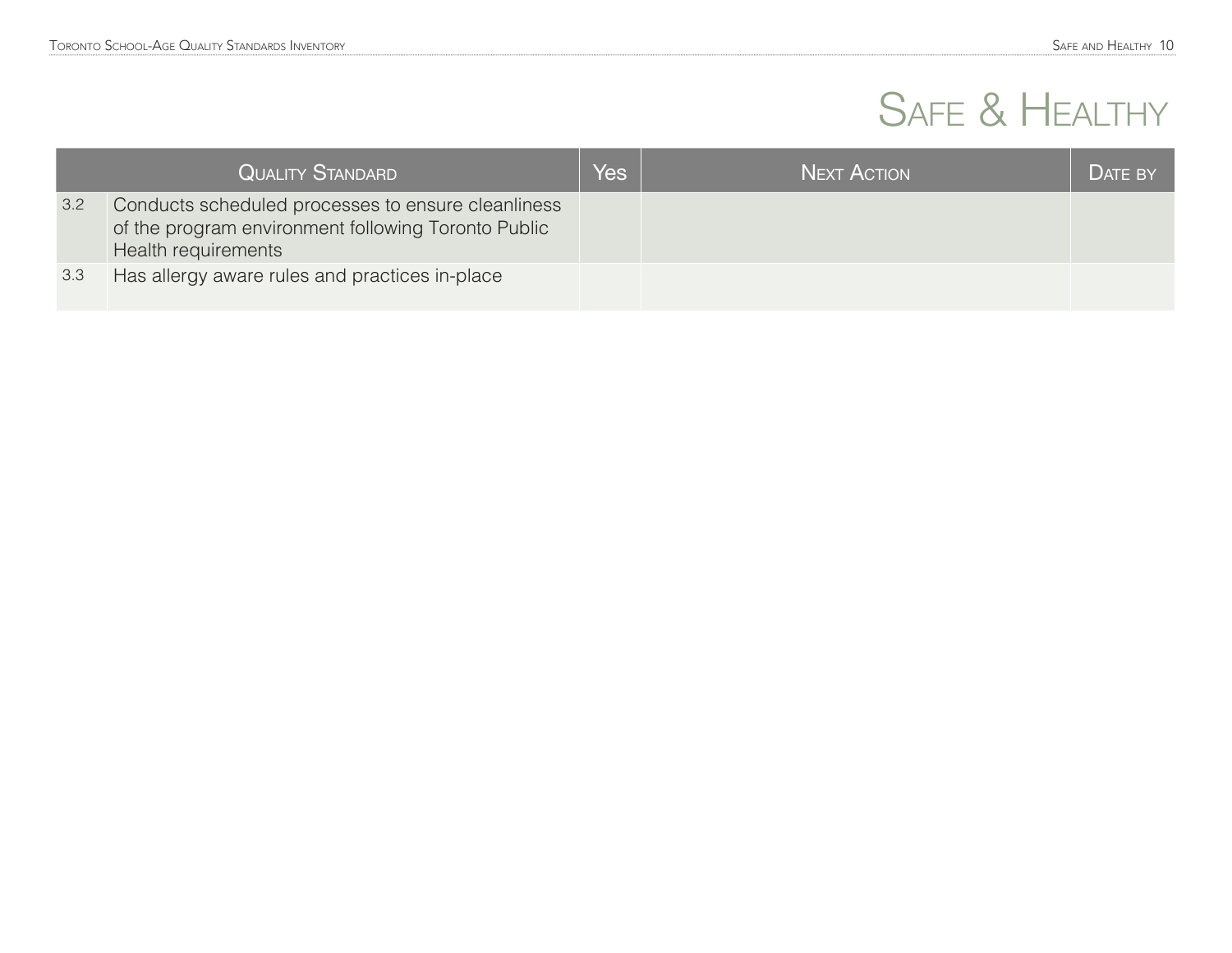# Safe & Healthy

| | Quality Standard | Yes | Next Action | Date by |
|---|---|---|---|---|
| 3.2 | Conducts scheduled processes to ensure cleanliness of the program environment following Toronto Public Health requirements | | | |
| 3.3 | Has allergy aware rules and practices in-place | | | |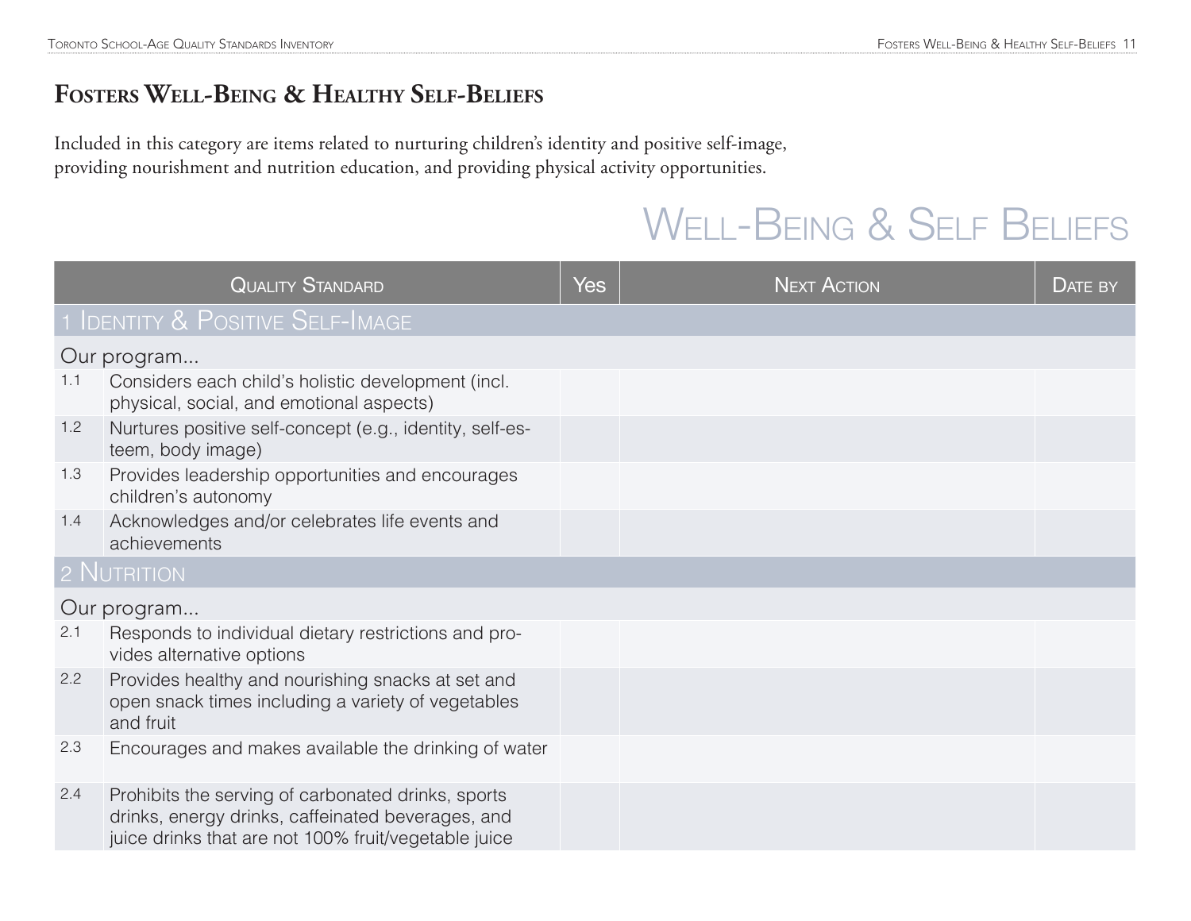# Fosters Well-Being & Healthy Self-Beliefs

Included in this category are items related to nurturing children's identity and positive self-image, providing nourishment and nutrition education, and providing physical activity opportunities.

## Well-Being & Self Beliefs

| Quality Standard | | Yes | Next Action | Date by |
|---|---|---|---|---|
| **1 Identity & Positive Self-Image** | | | | |
| Our program... | | | | |
| 1.1 | Considers each child's holistic development (incl. physical, social, and emotional aspects) | | | |
| 1.2 | Nurtures positive self-concept (e.g., identity, self-esteem, body image) | | | |
| 1.3 | Provides leadership opportunities and encourages children's autonomy | | | |
| 1.4 | Acknowledges and/or celebrates life events and achievements | | | |
| **2 Nutrition** | | | | |
| Our program... | | | | |
| 2.1 | Responds to individual dietary restrictions and provides alternative options | | | |
| 2.2 | Provides healthy and nourishing snacks at set and open snack times including a variety of vegetables and fruit | | | |
| 2.3 | Encourages and makes available the drinking of water | | | |
| 2.4 | Prohibits the serving of carbonated drinks, sports drinks, energy drinks, caffeinated beverages, and juice drinks that are not 100% fruit/vegetable juice | | | |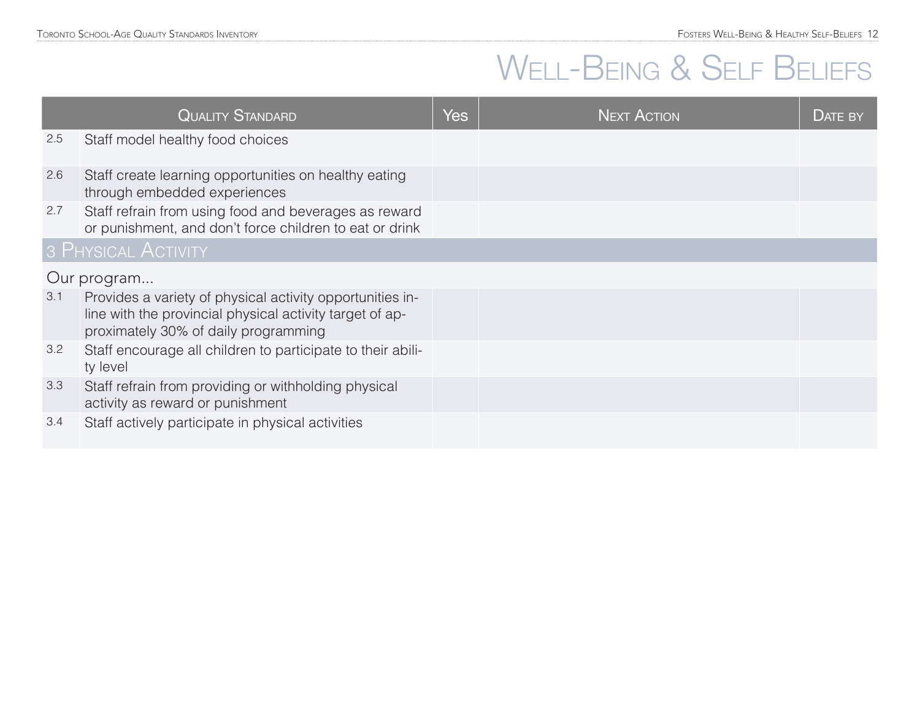# Well-Being & Self Beliefs

| | Quality Standard | Yes | Next Action | Date by |
|---|---|---|---|---|
| 2.5 | Staff model healthy food choices | | | |
| 2.6 | Staff create learning opportunities on healthy eating through embedded experiences | | | |
| 2.7 | Staff refrain from using food and beverages as reward or punishment, and don't force children to eat or drink | | | |
| **3 Physical Activity** | | | | |
| Our program... | | | | |
| 3.1 | Provides a variety of physical activity opportunities in-line with the provincial physical activity target of approximately 30% of daily programming | | | |
| 3.2 | Staff encourage all children to participate to their ability level | | | |
| 3.3 | Staff refrain from providing or withholding physical activity as reward or punishment | | | |
| 3.4 | Staff actively participate in physical activities | | | |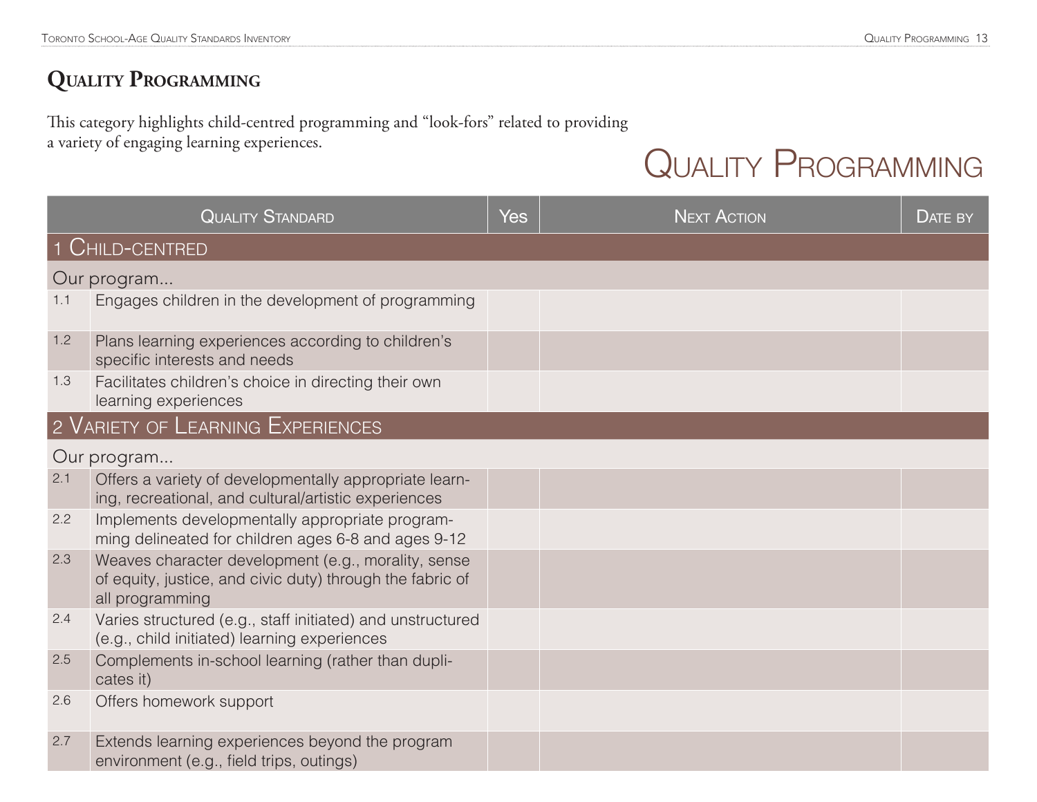# Quality Programming

This category highlights child-centred programming and "look-fors" related to providing a variety of engaging learning experiences.

## Quality Programming

| | Quality Standard | Yes | Next Action | Date by |
|---|---|---|---|---|
| **1 Child-centred** | | | | |
| Our program... | | | | |
| 1.1 | Engages children in the development of programming | | | |
| 1.2 | Plans learning experiences according to children's specific interests and needs | | | |
| 1.3 | Facilitates children's choice in directing their own learning experiences | | | |
| **2 Variety of Learning Experiences** | | | | |
| Our program... | | | | |
| 2.1 | Offers a variety of developmentally appropriate learning, recreational, and cultural/artistic experiences | | | |
| 2.2 | Implements developmentally appropriate programming delineated for children ages 6-8 and ages 9-12 | | | |
| 2.3 | Weaves character development (e.g., morality, sense of equity, justice, and civic duty) through the fabric of all programming | | | |
| 2.4 | Varies structured (e.g., staff initiated) and unstructured (e.g., child initiated) learning experiences | | | |
| 2.5 | Complements in-school learning (rather than duplicates it) | | | |
| 2.6 | Offers homework support | | | |
| 2.7 | Extends learning experiences beyond the program environment (e.g., field trips, outings) | | | |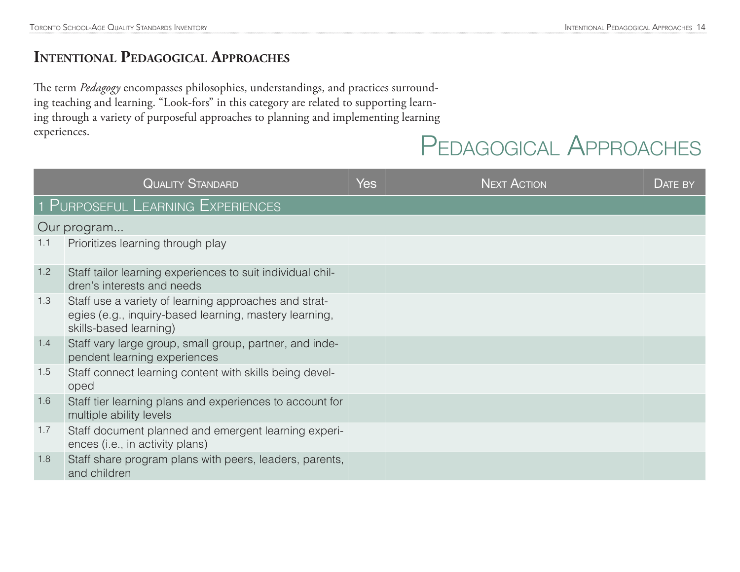# Intentional Pedagogical Approaches

The term *Pedagogy* encompasses philosophies, understandings, and practices surrounding teaching and learning. "Look-fors" in this category are related to supporting learning through a variety of purposeful approaches to planning and implementing learning experiences.

## Pedagogical Approaches

| | Quality Standard | Yes | Next Action | Date by |
|---|---|---|---|---|
| **1 Purposeful Learning Experiences** | | | | |
| Our program... | | | | |
| 1.1 | Prioritizes learning through play | | | |
| 1.2 | Staff tailor learning experiences to suit individual children's interests and needs | | | |
| 1.3 | Staff use a variety of learning approaches and strategies (e.g., inquiry-based learning, mastery learning, skills-based learning) | | | |
| 1.4 | Staff vary large group, small group, partner, and independent learning experiences | | | |
| 1.5 | Staff connect learning content with skills being developed | | | |
| 1.6 | Staff tier learning plans and experiences to account for multiple ability levels | | | |
| 1.7 | Staff document planned and emergent learning experiences (i.e., in activity plans) | | | |
| 1.8 | Staff share program plans with peers, leaders, parents, and children | | | |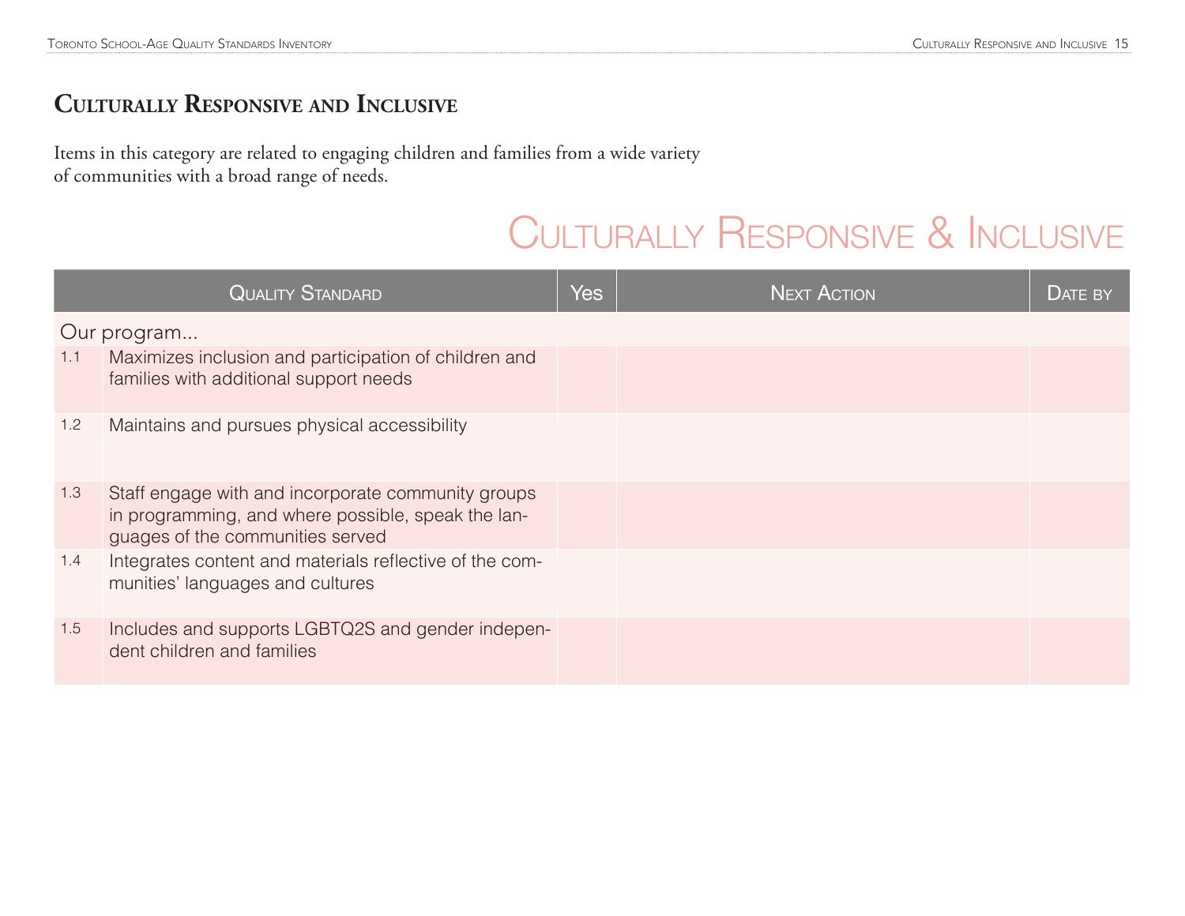# Culturally Responsive and Inclusive

Items in this category are related to engaging children and families from a wide variety of communities with a broad range of needs.

## Culturally Responsive & Inclusive

| | Quality Standard | Yes | Next Action | Date by |
|---|---|---|---|---|
| Our program... | | | | |
| 1.1 | Maximizes inclusion and participation of children and families with additional support needs | | | |
| 1.2 | Maintains and pursues physical accessibility | | | |
| 1.3 | Staff engage with and incorporate community groups in programming, and where possible, speak the languages of the communities served | | | |
| 1.4 | Integrates content and materials reflective of the communities' languages and cultures | | | |
| 1.5 | Includes and supports LGBTQ2S and gender independent children and families | | | |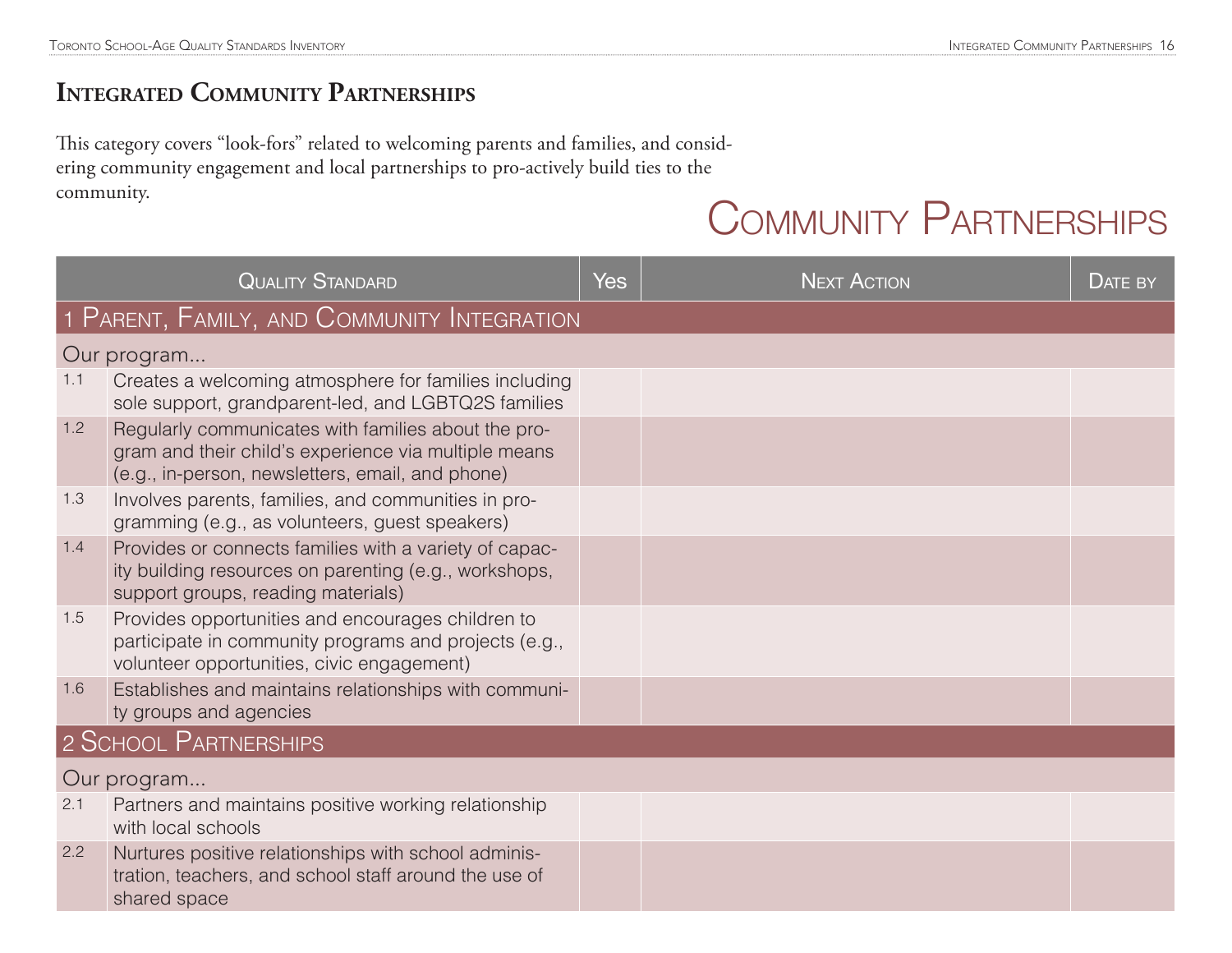# Integrated Community Partnerships

This category covers "look-fors" related to welcoming parents and families, and considering community engagement and local partnerships to pro-actively build ties to the community.

## Community Partnerships

| | Quality Standard | Yes | Next Action | Date by |
|---|---|---|---|---|
| **1 Parent, Family, and Community Integration** | | | | |
| Our program... | | | | |
| 1.1 | Creates a welcoming atmosphere for families including sole support, grandparent-led, and LGBTQ2S families | | | |
| 1.2 | Regularly communicates with families about the program and their child's experience via multiple means (e.g., in-person, newsletters, email, and phone) | | | |
| 1.3 | Involves parents, families, and communities in programming (e.g., as volunteers, guest speakers) | | | |
| 1.4 | Provides or connects families with a variety of capacity building resources on parenting (e.g., workshops, support groups, reading materials) | | | |
| 1.5 | Provides opportunities and encourages children to participate in community programs and projects (e.g., volunteer opportunities, civic engagement) | | | |
| 1.6 | Establishes and maintains relationships with community groups and agencies | | | |
| **2 School Partnerships** | | | | |
| Our program... | | | | |
| 2.1 | Partners and maintains positive working relationship with local schools | | | |
| 2.2 | Nurtures positive relationships with school administration, teachers, and school staff around the use of shared space | | | |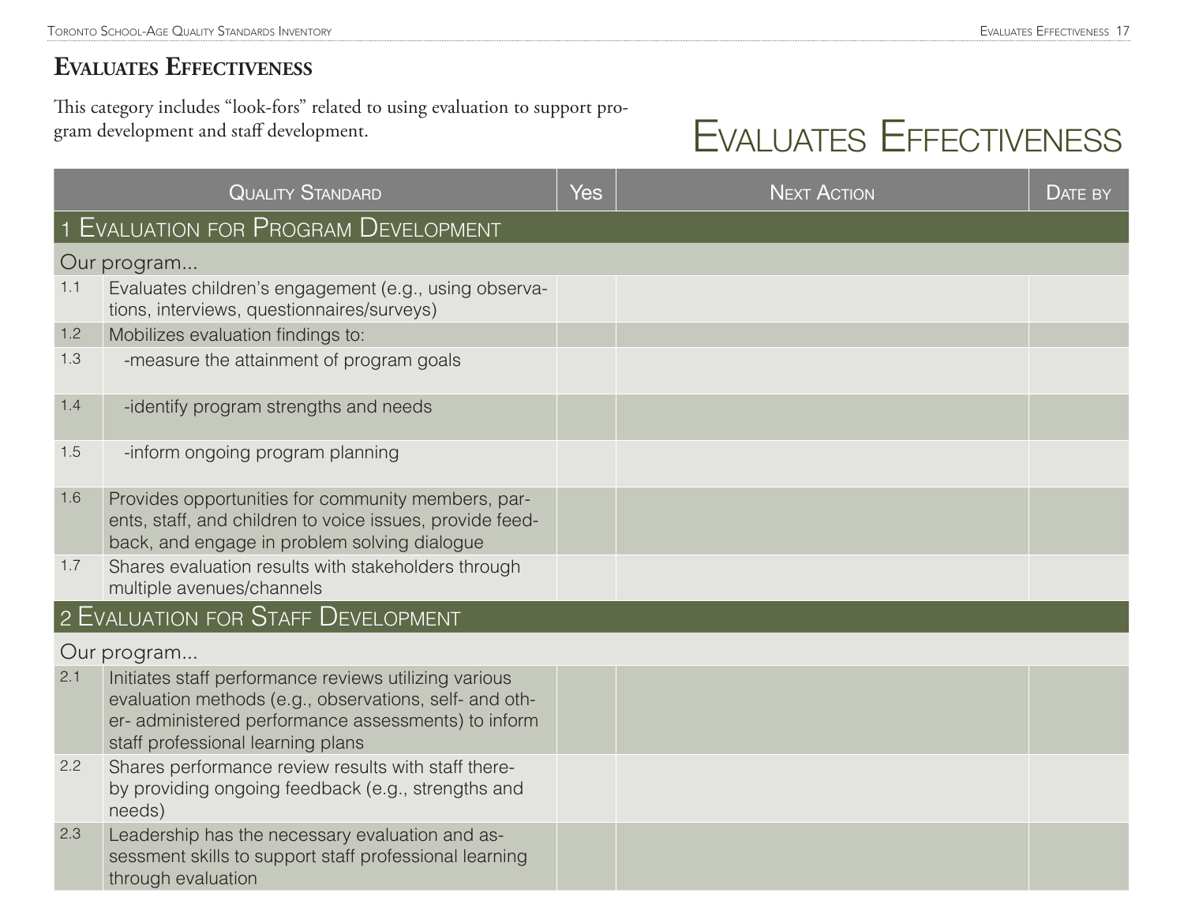## Evaluates Effectiveness

This category includes "look-fors" related to using evaluation to support program development and staff development.

# Evaluates Effectiveness

| | Quality Standard | Yes | Next Action | Date by |
|---|---|---|---|---|
| **1 Evaluation for Program Development** | | | | |
| Our program... | | | | |
| 1.1 | Evaluates children's engagement (e.g., using observations, interviews, questionnaires/surveys) | | | |
| 1.2 | Mobilizes evaluation findings to: | | | |
| 1.3 | -measure the attainment of program goals | | | |
| 1.4 | -identify program strengths and needs | | | |
| 1.5 | -inform ongoing program planning | | | |
| 1.6 | Provides opportunities for community members, parents, staff, and children to voice issues, provide feedback, and engage in problem solving dialogue | | | |
| 1.7 | Shares evaluation results with stakeholders through multiple avenues/channels | | | |
| **2 Evaluation for Staff Development** | | | | |
| Our program... | | | | |
| 2.1 | Initiates staff performance reviews utilizing various evaluation methods (e.g., observations, self- and other- administered performance assessments) to inform staff professional learning plans | | | |
| 2.2 | Shares performance review results with staff thereby providing ongoing feedback (e.g., strengths and needs) | | | |
| 2.3 | Leadership has the necessary evaluation and assessment skills to support staff professional learning through evaluation | | | |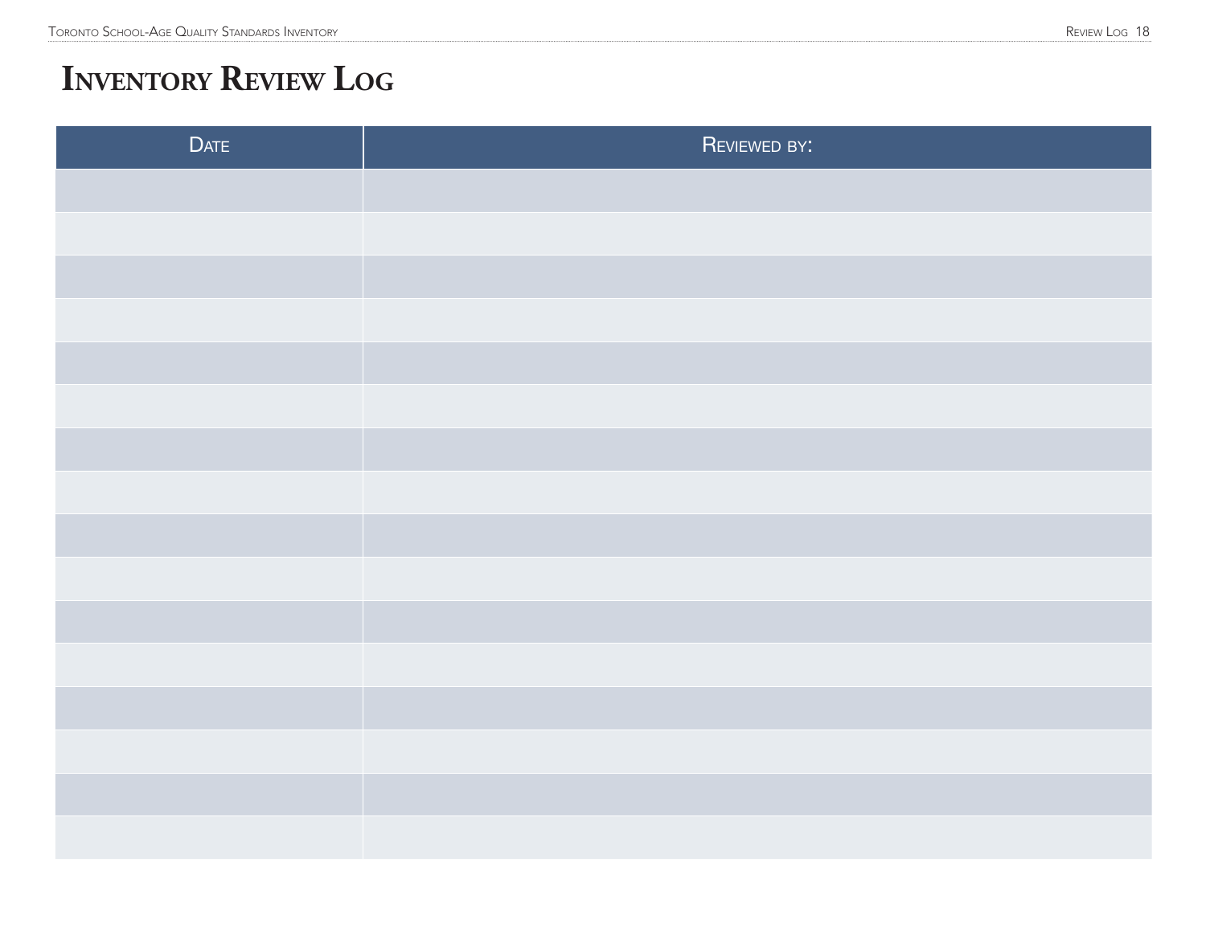# Inventory Review Log

| Date | Reviewed by: |
|---|---|
| | |
| | |
| | |
| | |
| | |
| | |
| | |
| | |
| | |
| | |
| | |
| | |
| | |
| | |
| | |
| | |